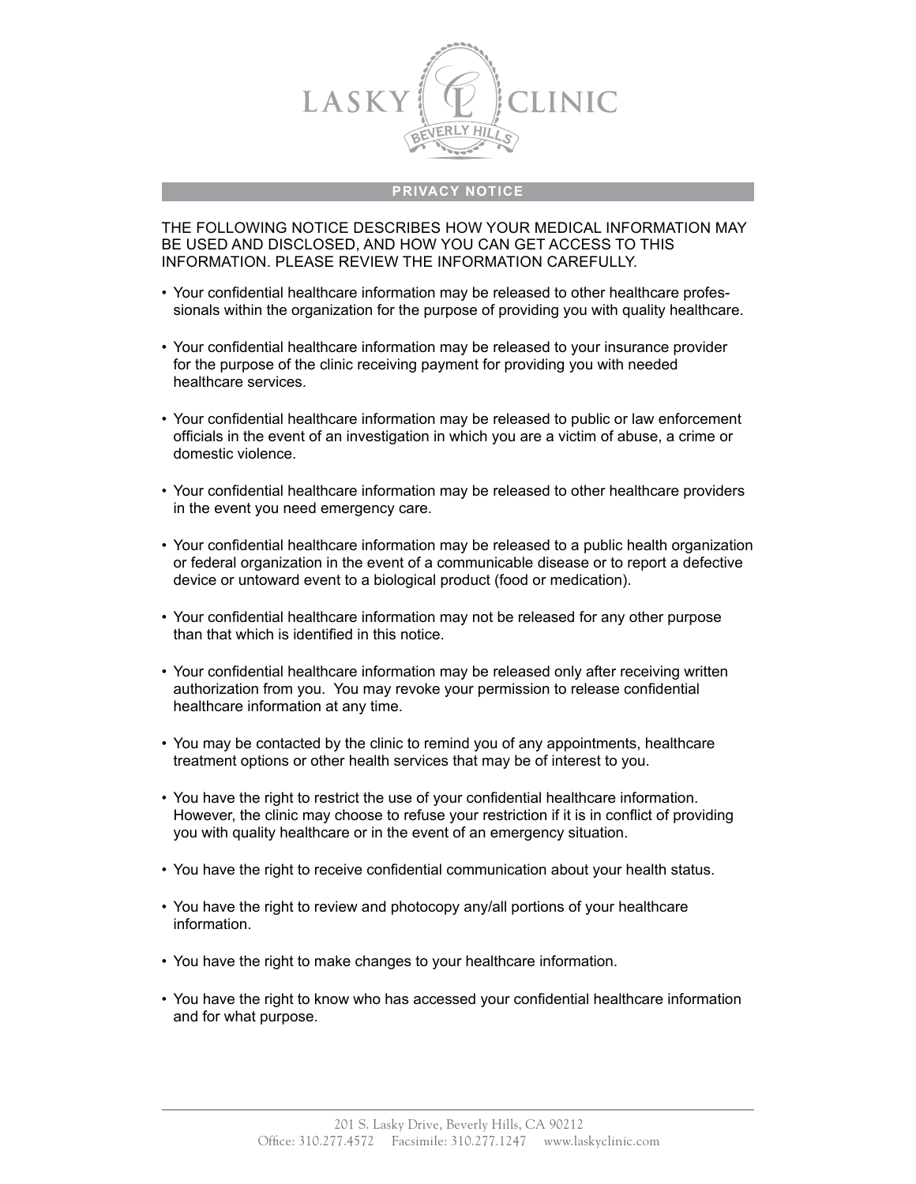LASKY CLINIC

BEVERLY HILLS

## PRIVACY NOTICE

THE FOLLOWING NOTICE DESCRIBES HOW YOUR MEDICAL INFORMATION MAY BE USED AND DISCLOSED, AND HOW YOU CAN GET ACCESS TO THIS INFORMATION. PLEASE REVIEW THE INFORMATION CAREFULLY.

- Your confidential healthcare information may be released to other healthcare professionals within the organization for the purpose of providing you with quality healthcare.
- Your confidential healthcare information may be released to your insurance provider for the purpose of the clinic receiving payment for providing you with needed healthcare services.
- Your confidential healthcare information may be released to public or law enforcement officials in the event of an investigation in which you are a victim of abuse, a crime or domestic violence.
- Your confidential healthcare information may be released to other healthcare providers in the event you need emergency care.
- Your confidential healthcare information may be released to a public health organization or federal organization in the event of a communicable disease or to report a defective device or untoward event to a biological product (food or medication).
- Your confidential healthcare information may not be released for any other purpose than that which is identified in this notice.
- Your confidential healthcare information may be released only after receiving written authorization from you.  You may revoke your permission to release confidential healthcare information at any time.
- You may be contacted by the clinic to remind you of any appointments, healthcare treatment options or other health services that may be of interest to you.
- You have the right to restrict the use of your confidential healthcare information. However, the clinic may choose to refuse your restriction if it is in conflict of providing you with quality healthcare or in the event of an emergency situation.
- You have the right to receive confidential communication about your health status.
- You have the right to review and photocopy any/all portions of your healthcare information.
- You have the right to make changes to your healthcare information.
- You have the right to know who has accessed your confidential healthcare information and for what purpose.

201 S. Lasky Drive, Beverly Hills, CA 90212
Office: 310.277.4572   Facsimile: 310.277.1247   www.laskyclinic.com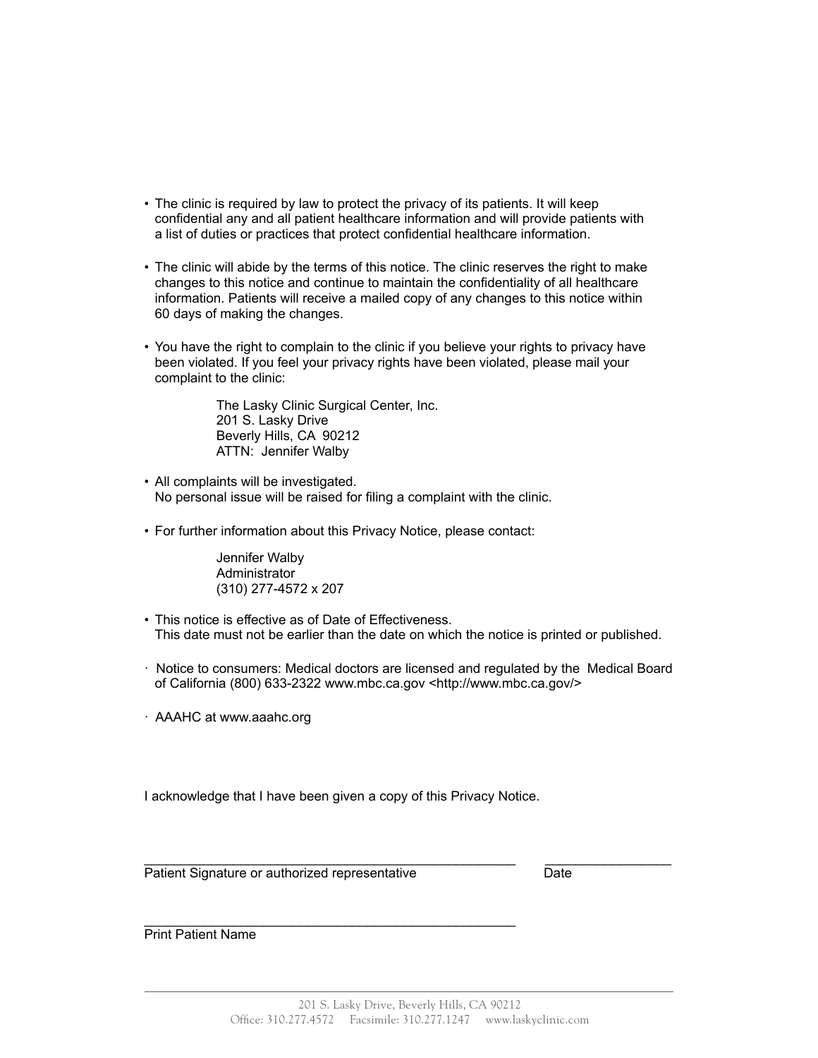- The clinic is required by law to protect the privacy of its patients. It will keep confidential any and all patient healthcare information and will provide patients with a list of duties or practices that protect confidential healthcare information.

- The clinic will abide by the terms of this notice. The clinic reserves the right to make changes to this notice and continue to maintain the confidentiality of all healthcare information. Patients will receive a mailed copy of any changes to this notice within 60 days of making the changes.

- You have the right to complain to the clinic if you believe your rights to privacy have been violated. If you feel your privacy rights have been violated, please mail your complaint to the clinic:

  The Lasky Clinic Surgical Center, Inc.
  201 S. Lasky Drive
  Beverly Hills, CA 90212
  ATTN: Jennifer Walby

- All complaints will be investigated.
  No personal issue will be raised for filing a complaint with the clinic.

- For further information about this Privacy Notice, please contact:

  Jennifer Walby
  Administrator
  (310) 277-4572 x 207

- This notice is effective as of Date of Effectiveness.
  This date must not be earlier than the date on which the notice is printed or published.

- Notice to consumers: Medical doctors are licensed and regulated by the Medical Board of California (800) 633-2322 www.mbc.ca.gov <http://www.mbc.ca.gov/>

- AAAHC at www.aaahc.org

I acknowledge that I have been given a copy of this Privacy Notice.

\_\_\_\_\_\_\_\_\_\_\_\_\_\_\_\_\_\_\_\_\_\_\_\_\_\_\_\_\_\_\_\_\_\_\_\_\_\_\_\_\_\_\_\_ \_\_\_\_\_\_\_\_\_\_\_\_\_\_\_\_
Patient Signature or authorized representative          Date

\_\_\_\_\_\_\_\_\_\_\_\_\_\_\_\_\_\_\_\_\_\_\_\_\_\_\_\_\_\_\_\_\_\_\_\_\_\_\_\_\_\_\_\_
Print Patient Name